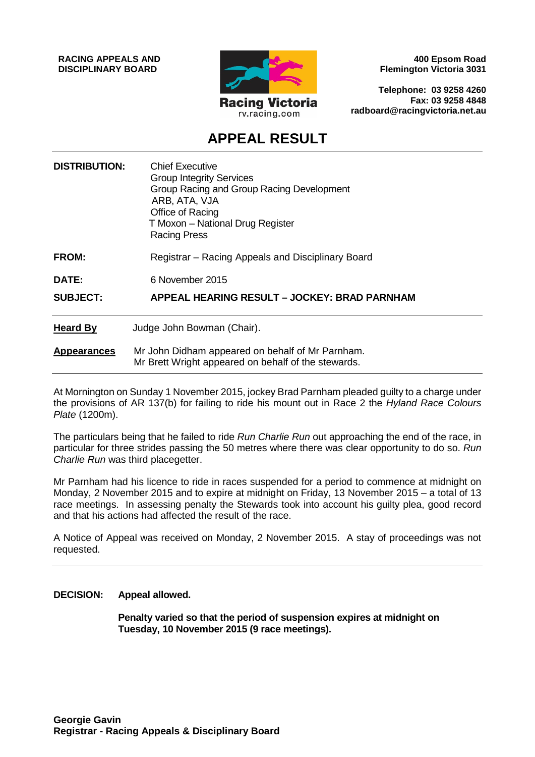**RACING APPEALS AND DISCIPLINARY BOARD**

Racing Victoria
rv.racing.com

**400 Epsom Road**
**Flemington Victoria 3031**

**Telephone: 03 9258 4260**
**Fax: 03 9258 4848**
**radboard@racingvictoria.net.au**

# APPEAL RESULT

| | |
|---|---|
| **DISTRIBUTION:** | Chief Executive<br>Group Integrity Services<br>Group Racing and Group Racing Development<br>ARB, ATA, VJA<br>Office of Racing<br>T Moxon – National Drug Register<br>Racing Press |
| **FROM:** | Registrar – Racing Appeals and Disciplinary Board |
| **DATE:** | 6 November 2015 |
| **SUBJECT:** | **APPEAL HEARING RESULT – JOCKEY: BRAD PARNHAM** |

**Heard By** Judge John Bowman (Chair).

**Appearances** Mr John Didham appeared on behalf of Mr Parnham.
Mr Brett Wright appeared on behalf of the stewards.

At Mornington on Sunday 1 November 2015, jockey Brad Parnham pleaded guilty to a charge under the provisions of AR 137(b) for failing to ride his mount out in Race 2 the *Hyland Race Colours Plate* (1200m).

The particulars being that he failed to ride *Run Charlie Run* out approaching the end of the race, in particular for three strides passing the 50 metres where there was clear opportunity to do so. *Run Charlie Run* was third placegetter.

Mr Parnham had his licence to ride in races suspended for a period to commence at midnight on Monday, 2 November 2015 and to expire at midnight on Friday, 13 November 2015 – a total of 13 race meetings. In assessing penalty the Stewards took into account his guilty plea, good record and that his actions had affected the result of the race.

A Notice of Appeal was received on Monday, 2 November 2015. A stay of proceedings was not requested.

---

**DECISION:** **Appeal allowed.**

**Penalty varied so that the period of suspension expires at midnight on Tuesday, 10 November 2015 (9 race meetings).**

**Georgie Gavin**
**Registrar - Racing Appeals & Disciplinary Board**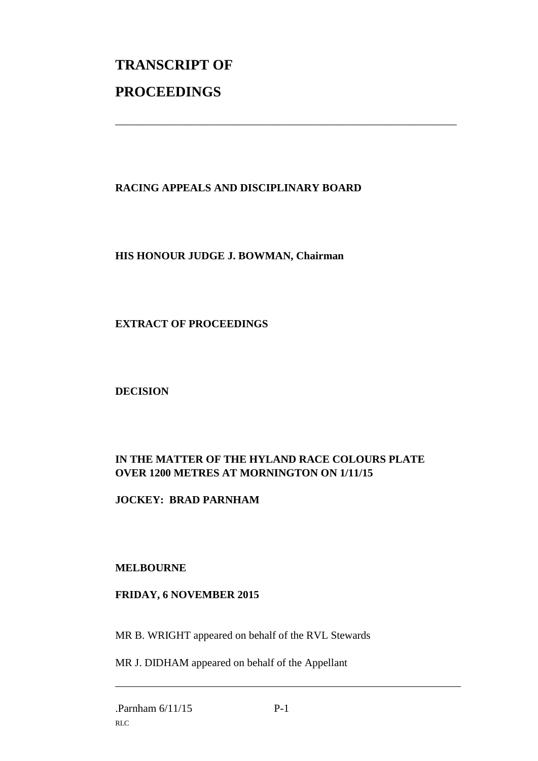# TRANSCRIPT OF PROCEEDINGS

---

**RACING APPEALS AND DISCIPLINARY BOARD**

**HIS HONOUR JUDGE J. BOWMAN, Chairman**

**EXTRACT OF PROCEEDINGS**

**DECISION**

**IN THE MATTER OF THE HYLAND RACE COLOURS PLATE OVER 1200 METRES AT MORNINGTON ON 1/11/15**

**JOCKEY: BRAD PARNHAM**

**MELBOURNE**

**FRIDAY, 6 NOVEMBER 2015**

MR B. WRIGHT appeared on behalf of the RVL Stewards

MR J. DIDHAM appeared on behalf of the Appellant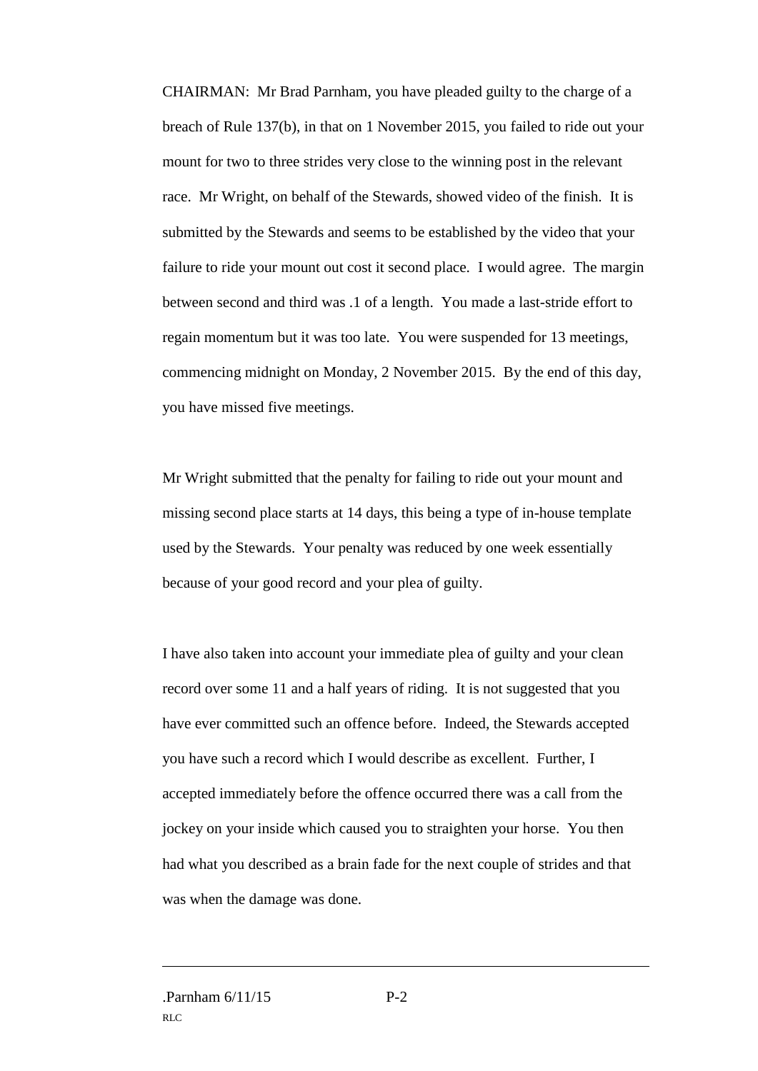CHAIRMAN: Mr Brad Parnham, you have pleaded guilty to the charge of a breach of Rule 137(b), in that on 1 November 2015, you failed to ride out your mount for two to three strides very close to the winning post in the relevant race. Mr Wright, on behalf of the Stewards, showed video of the finish. It is submitted by the Stewards and seems to be established by the video that your failure to ride your mount out cost it second place. I would agree. The margin between second and third was .1 of a length. You made a last-stride effort to regain momentum but it was too late. You were suspended for 13 meetings, commencing midnight on Monday, 2 November 2015. By the end of this day, you have missed five meetings.

Mr Wright submitted that the penalty for failing to ride out your mount and missing second place starts at 14 days, this being a type of in-house template used by the Stewards. Your penalty was reduced by one week essentially because of your good record and your plea of guilty.

I have also taken into account your immediate plea of guilty and your clean record over some 11 and a half years of riding. It is not suggested that you have ever committed such an offence before. Indeed, the Stewards accepted you have such a record which I would describe as excellent. Further, I accepted immediately before the offence occurred there was a call from the jockey on your inside which caused you to straighten your horse. You then had what you described as a brain fade for the next couple of strides and that was when the damage was done.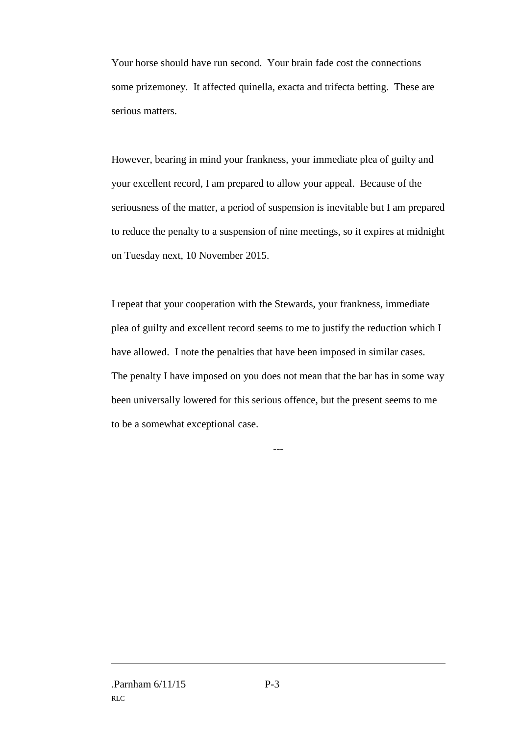Your horse should have run second. Your brain fade cost the connections some prizemoney. It affected quinella, exacta and trifecta betting. These are serious matters.

However, bearing in mind your frankness, your immediate plea of guilty and your excellent record, I am prepared to allow your appeal. Because of the seriousness of the matter, a period of suspension is inevitable but I am prepared to reduce the penalty to a suspension of nine meetings, so it expires at midnight on Tuesday next, 10 November 2015.

I repeat that your cooperation with the Stewards, your frankness, immediate plea of guilty and excellent record seems to me to justify the reduction which I have allowed. I note the penalties that have been imposed in similar cases. The penalty I have imposed on you does not mean that the bar has in some way been universally lowered for this serious offence, but the present seems to me to be a somewhat exceptional case.

---